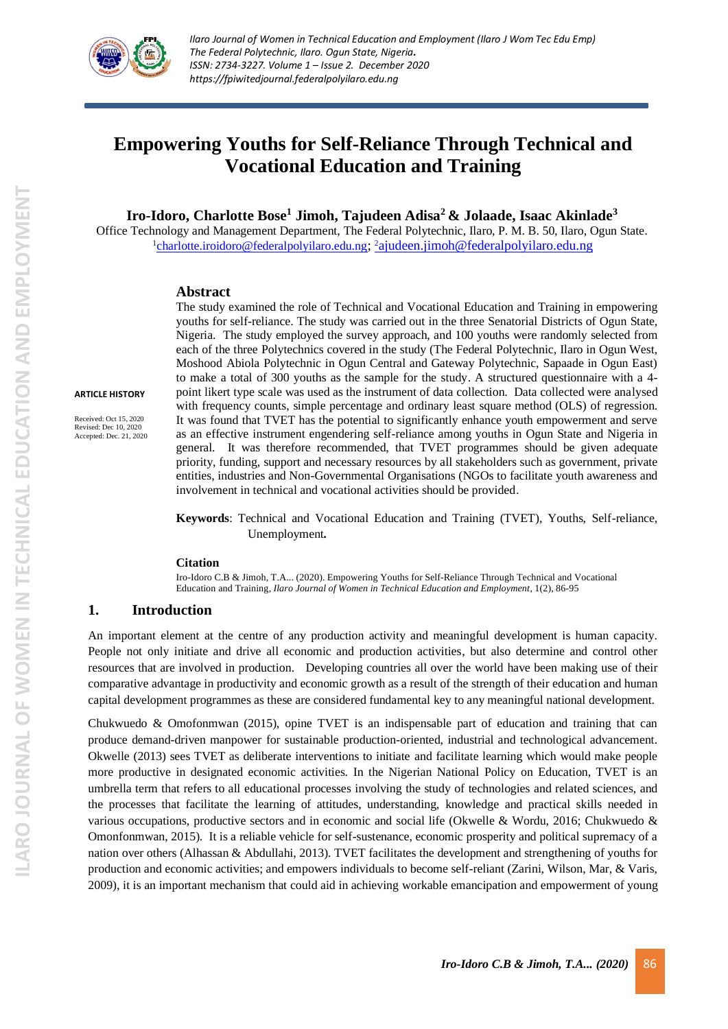# Empowering Youths for Self-Reliance Through Technical and Vocational Education and Training

**Iro-Idoro, Charlotte Bose[1] Jimoh, Tajudeen Adisa[2] & Jolaade, Isaac Akinlade[3]**

Office Technology and Management Department, The Federal Polytechnic, Ilaro, P. M. B. 50, Ilaro, Ogun State.
[1]charlotte.iroidoro@federalpolyilaro.edu.ng; [2]ajudeen.jimoh@federalpolyilaro.edu.ng

**ARTICLE HISTORY**

Received: Oct 15, 2020
Revised: Dec 10, 2020
Accepted: Dec. 21, 2020

## Abstract

The study examined the role of Technical and Vocational Education and Training in empowering youths for self-reliance. The study was carried out in the three Senatorial Districts of Ogun State, Nigeria. The study employed the survey approach, and 100 youths were randomly selected from each of the three Polytechnics covered in the study (The Federal Polytechnic, Ilaro in Ogun West, Moshood Abiola Polytechnic in Ogun Central and Gateway Polytechnic, Sapaade in Ogun East) to make a total of 300 youths as the sample for the study. A structured questionnaire with a 4-point likert type scale was used as the instrument of data collection. Data collected were analysed with frequency counts, simple percentage and ordinary least square method (OLS) of regression. It was found that TVET has the potential to significantly enhance youth empowerment and serve as an effective instrument engendering self-reliance among youths in Ogun State and Nigeria in general. It was therefore recommended, that TVET programmes should be given adequate priority, funding, support and necessary resources by all stakeholders such as government, private entities, industries and Non-Governmental Organisations (NGOs to facilitate youth awareness and involvement in technical and vocational activities should be provided.

**Keywords**: Technical and Vocational Education and Training (TVET), Youths, Self-reliance, Unemployment**.**

### Citation

Iro-Idoro C.B & Jimoh, T.A... (2020). Empowering Youths for Self-Reliance Through Technical and Vocational Education and Training, *Ilaro Journal of Women in Technical Education and Employment*, 1(2), 86-95

## 1. Introduction

An important element at the centre of any production activity and meaningful development is human capacity. People not only initiate and drive all economic and production activities, but also determine and control other resources that are involved in production. Developing countries all over the world have been making use of their comparative advantage in productivity and economic growth as a result of the strength of their education and human capital development programmes as these are considered fundamental key to any meaningful national development.

Chukwuedo & Omofonmwan (2015), opine TVET is an indispensable part of education and training that can produce demand-driven manpower for sustainable production-oriented, industrial and technological advancement. Okwelle (2013) sees TVET as deliberate interventions to initiate and facilitate learning which would make people more productive in designated economic activities. In the Nigerian National Policy on Education, TVET is an umbrella term that refers to all educational processes involving the study of technologies and related sciences, and the processes that facilitate the learning of attitudes, understanding, knowledge and practical skills needed in various occupations, productive sectors and in economic and social life (Okwelle & Wordu, 2016; Chukwuedo & Omonfonmwan, 2015). It is a reliable vehicle for self-sustenance, economic prosperity and political supremacy of a nation over others (Alhassan & Abdullahi, 2013). TVET facilitates the development and strengthening of youths for production and economic activities; and empowers individuals to become self-reliant (Zarini, Wilson, Mar, & Varis, 2009), it is an important mechanism that could aid in achieving workable emancipation and empowerment of young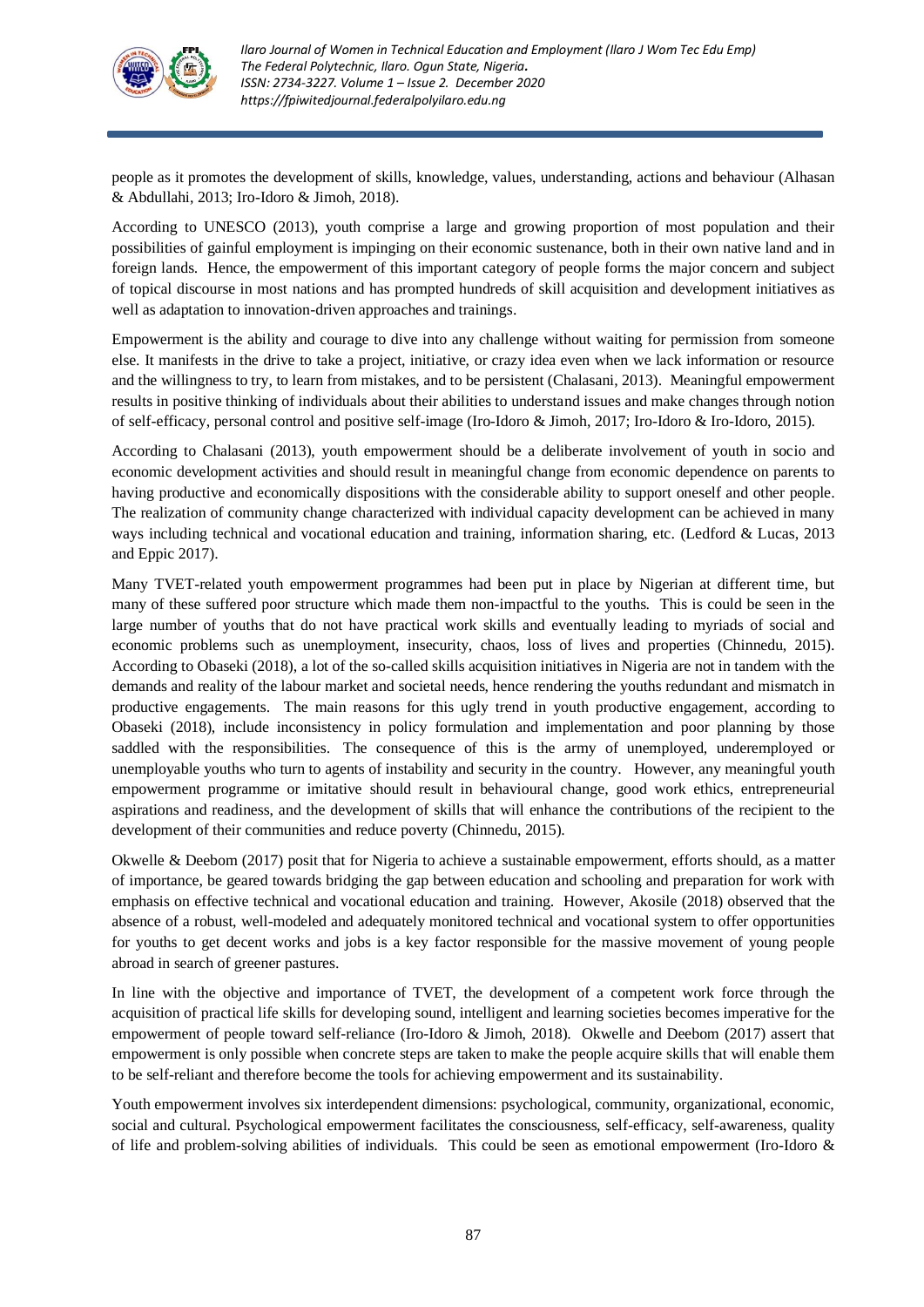people as it promotes the development of skills, knowledge, values, understanding, actions and behaviour (Alhasan & Abdullahi, 2013; Iro-Idoro & Jimoh, 2018).

According to UNESCO (2013), youth comprise a large and growing proportion of most population and their possibilities of gainful employment is impinging on their economic sustenance, both in their own native land and in foreign lands. Hence, the empowerment of this important category of people forms the major concern and subject of topical discourse in most nations and has prompted hundreds of skill acquisition and development initiatives as well as adaptation to innovation-driven approaches and trainings.

Empowerment is the ability and courage to dive into any challenge without waiting for permission from someone else. It manifests in the drive to take a project, initiative, or crazy idea even when we lack information or resource and the willingness to try, to learn from mistakes, and to be persistent (Chalasani, 2013). Meaningful empowerment results in positive thinking of individuals about their abilities to understand issues and make changes through notion of self-efficacy, personal control and positive self-image (Iro-Idoro & Jimoh, 2017; Iro-Idoro & Iro-Idoro, 2015).

According to Chalasani (2013), youth empowerment should be a deliberate involvement of youth in socio and economic development activities and should result in meaningful change from economic dependence on parents to having productive and economically dispositions with the considerable ability to support oneself and other people. The realization of community change characterized with individual capacity development can be achieved in many ways including technical and vocational education and training, information sharing, etc. (Ledford & Lucas, 2013 and Eppic 2017).

Many TVET-related youth empowerment programmes had been put in place by Nigerian at different time, but many of these suffered poor structure which made them non-impactful to the youths. This is could be seen in the large number of youths that do not have practical work skills and eventually leading to myriads of social and economic problems such as unemployment, insecurity, chaos, loss of lives and properties (Chinnedu, 2015). According to Obaseki (2018), a lot of the so-called skills acquisition initiatives in Nigeria are not in tandem with the demands and reality of the labour market and societal needs, hence rendering the youths redundant and mismatch in productive engagements. The main reasons for this ugly trend in youth productive engagement, according to Obaseki (2018), include inconsistency in policy formulation and implementation and poor planning by those saddled with the responsibilities. The consequence of this is the army of unemployed, underemployed or unemployable youths who turn to agents of instability and security in the country. However, any meaningful youth empowerment programme or imitative should result in behavioural change, good work ethics, entrepreneurial aspirations and readiness, and the development of skills that will enhance the contributions of the recipient to the development of their communities and reduce poverty (Chinnedu, 2015).

Okwelle & Deebom (2017) posit that for Nigeria to achieve a sustainable empowerment, efforts should, as a matter of importance, be geared towards bridging the gap between education and schooling and preparation for work with emphasis on effective technical and vocational education and training. However, Akosile (2018) observed that the absence of a robust, well-modeled and adequately monitored technical and vocational system to offer opportunities for youths to get decent works and jobs is a key factor responsible for the massive movement of young people abroad in search of greener pastures.

In line with the objective and importance of TVET, the development of a competent work force through the acquisition of practical life skills for developing sound, intelligent and learning societies becomes imperative for the empowerment of people toward self-reliance (Iro-Idoro & Jimoh, 2018). Okwelle and Deebom (2017) assert that empowerment is only possible when concrete steps are taken to make the people acquire skills that will enable them to be self-reliant and therefore become the tools for achieving empowerment and its sustainability.

Youth empowerment involves six interdependent dimensions: psychological, community, organizational, economic, social and cultural. Psychological empowerment facilitates the consciousness, self-efficacy, self-awareness, quality of life and problem-solving abilities of individuals. This could be seen as emotional empowerment (Iro-Idoro &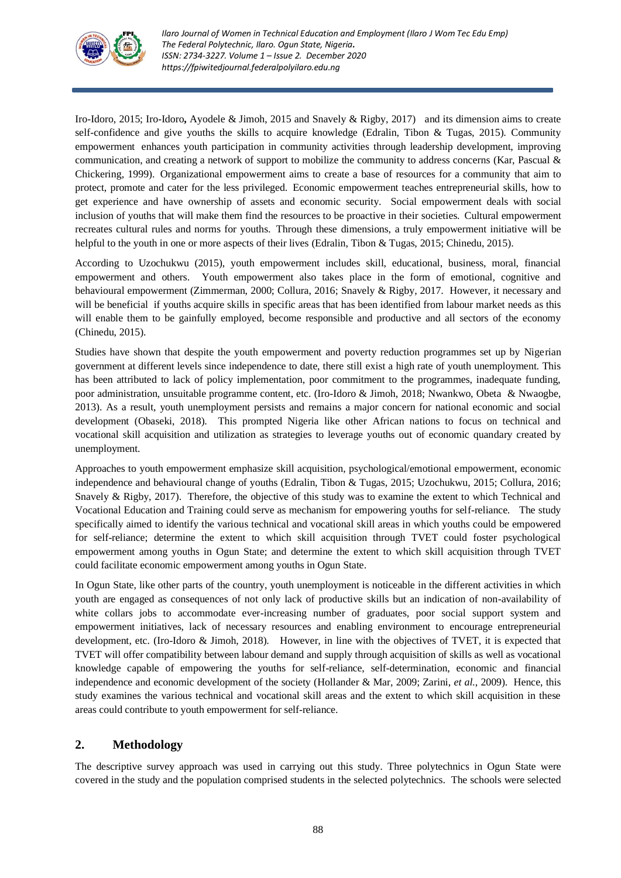Iro-Idoro, 2015; Iro-Idoro**,** Ayodele & Jimoh, 2015 and Snavely & Rigby, 2017) and its dimension aims to create self-confidence and give youths the skills to acquire knowledge (Edralin, Tibon & Tugas, 2015). Community empowerment enhances youth participation in community activities through leadership development, improving communication, and creating a network of support to mobilize the community to address concerns (Kar, Pascual & Chickering, 1999). Organizational empowerment aims to create a base of resources for a community that aim to protect, promote and cater for the less privileged. Economic empowerment teaches entrepreneurial skills, how to get experience and have ownership of assets and economic security. Social empowerment deals with social inclusion of youths that will make them find the resources to be proactive in their societies. Cultural empowerment recreates cultural rules and norms for youths. Through these dimensions, a truly empowerment initiative will be helpful to the youth in one or more aspects of their lives (Edralin, Tibon & Tugas, 2015; Chinedu, 2015).

According to Uzochukwu (2015), youth empowerment includes skill, educational, business, moral, financial empowerment and others. Youth empowerment also takes place in the form of emotional, cognitive and behavioural empowerment (Zimmerman, 2000; Collura, 2016; Snavely & Rigby, 2017. However, it necessary and will be beneficial if youths acquire skills in specific areas that has been identified from labour market needs as this will enable them to be gainfully employed, become responsible and productive and all sectors of the economy (Chinedu, 2015).

Studies have shown that despite the youth empowerment and poverty reduction programmes set up by Nigerian government at different levels since independence to date, there still exist a high rate of youth unemployment. This has been attributed to lack of policy implementation, poor commitment to the programmes, inadequate funding, poor administration, unsuitable programme content, etc. (Iro-Idoro & Jimoh, 2018; Nwankwo, Obeta & Nwaogbe, 2013). As a result, youth unemployment persists and remains a major concern for national economic and social development (Obaseki, 2018). This prompted Nigeria like other African nations to focus on technical and vocational skill acquisition and utilization as strategies to leverage youths out of economic quandary created by unemployment.

Approaches to youth empowerment emphasize skill acquisition, psychological/emotional empowerment, economic independence and behavioural change of youths (Edralin, Tibon & Tugas, 2015; Uzochukwu, 2015; Collura, 2016; Snavely & Rigby, 2017). Therefore, the objective of this study was to examine the extent to which Technical and Vocational Education and Training could serve as mechanism for empowering youths for self-reliance. The study specifically aimed to identify the various technical and vocational skill areas in which youths could be empowered for self-reliance; determine the extent to which skill acquisition through TVET could foster psychological empowerment among youths in Ogun State; and determine the extent to which skill acquisition through TVET could facilitate economic empowerment among youths in Ogun State.

In Ogun State, like other parts of the country, youth unemployment is noticeable in the different activities in which youth are engaged as consequences of not only lack of productive skills but an indication of non-availability of white collars jobs to accommodate ever-increasing number of graduates, poor social support system and empowerment initiatives, lack of necessary resources and enabling environment to encourage entrepreneurial development, etc. (Iro-Idoro & Jimoh, 2018). However, in line with the objectives of TVET, it is expected that TVET will offer compatibility between labour demand and supply through acquisition of skills as well as vocational knowledge capable of empowering the youths for self-reliance, self-determination, economic and financial independence and economic development of the society (Hollander & Mar, 2009; Zarini, *et al.*, 2009). Hence, this study examines the various technical and vocational skill areas and the extent to which skill acquisition in these areas could contribute to youth empowerment for self-reliance.

## 2. Methodology

The descriptive survey approach was used in carrying out this study. Three polytechnics in Ogun State were covered in the study and the population comprised students in the selected polytechnics. The schools were selected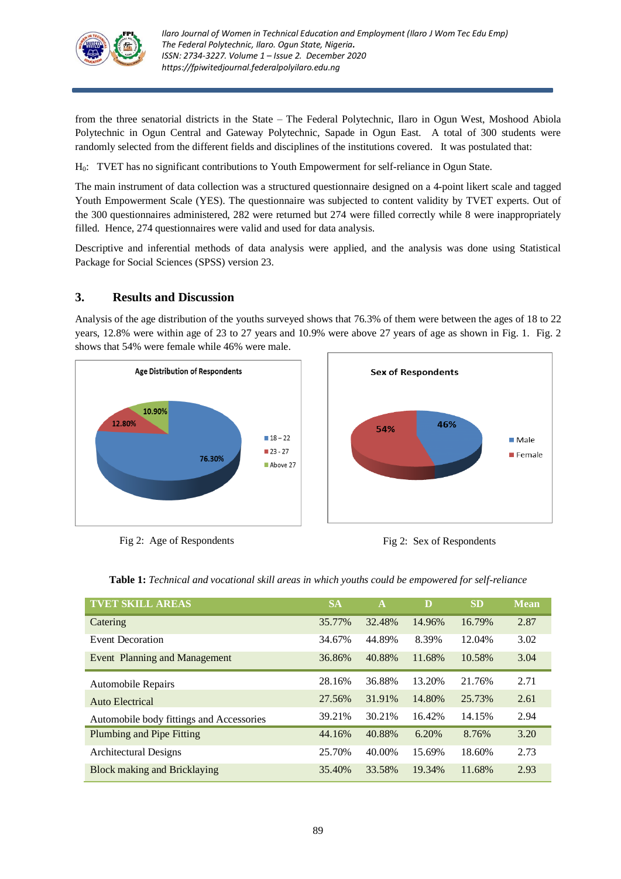from the three senatorial districts in the State – The Federal Polytechnic, Ilaro in Ogun West, Moshood Abiola Polytechnic in Ogun Central and Gateway Polytechnic, Sapade in Ogun East. A total of 300 students were randomly selected from the different fields and disciplines of the institutions covered. It was postulated that:

$H_0$: TVET has no significant contributions to Youth Empowerment for self-reliance in Ogun State.

The main instrument of data collection was a structured questionnaire designed on a 4-point likert scale and tagged Youth Empowerment Scale (YES). The questionnaire was subjected to content validity by TVET experts. Out of the 300 questionnaires administered, 282 were returned but 274 were filled correctly while 8 were inappropriately filled. Hence, 274 questionnaires were valid and used for data analysis.

Descriptive and inferential methods of data analysis were applied, and the analysis was done using Statistical Package for Social Sciences (SPSS) version 23.

## 3. Results and Discussion

Analysis of the age distribution of the youths surveyed shows that 76.3% of them were between the ages of 18 to 22 years, 12.8% were within age of 23 to 27 years and 10.9% were above 27 years of age as shown in Fig. 1. Fig. 2 shows that 54% were female while 46% were male.

Age Distribution of Respondents: 18 – 22: 76.30%; 23 - 27: 12.80%; Above 27: 10.90%

Fig 2: Age of Respondents

Sex of Respondents: Male: 46%; Female: 54%

Fig 2: Sex of Respondents

**Table 1:** *Technical and vocational skill areas in which youths could be empowered for self-reliance*

| TVET SKILL AREAS | SA | A | D | SD | Mean |
|---|---|---|---|---|---|
| Catering | 35.77% | 32.48% | 14.96% | 16.79% | 2.87 |
| Event Decoration | 34.67% | 44.89% | 8.39% | 12.04% | 3.02 |
| Event Planning and Management | 36.86% | 40.88% | 11.68% | 10.58% | 3.04 |
| Automobile Repairs | 28.16% | 36.88% | 13.20% | 21.76% | 2.71 |
| Auto Electrical | 27.56% | 31.91% | 14.80% | 25.73% | 2.61 |
| Automobile body fittings and Accessories | 39.21% | 30.21% | 16.42% | 14.15% | 2.94 |
| Plumbing and Pipe Fitting | 44.16% | 40.88% | 6.20% | 8.76% | 3.20 |
| Architectural Designs | 25.70% | 40.00% | 15.69% | 18.60% | 2.73 |
| Block making and Bricklaying | 35.40% | 33.58% | 19.34% | 11.68% | 2.93 |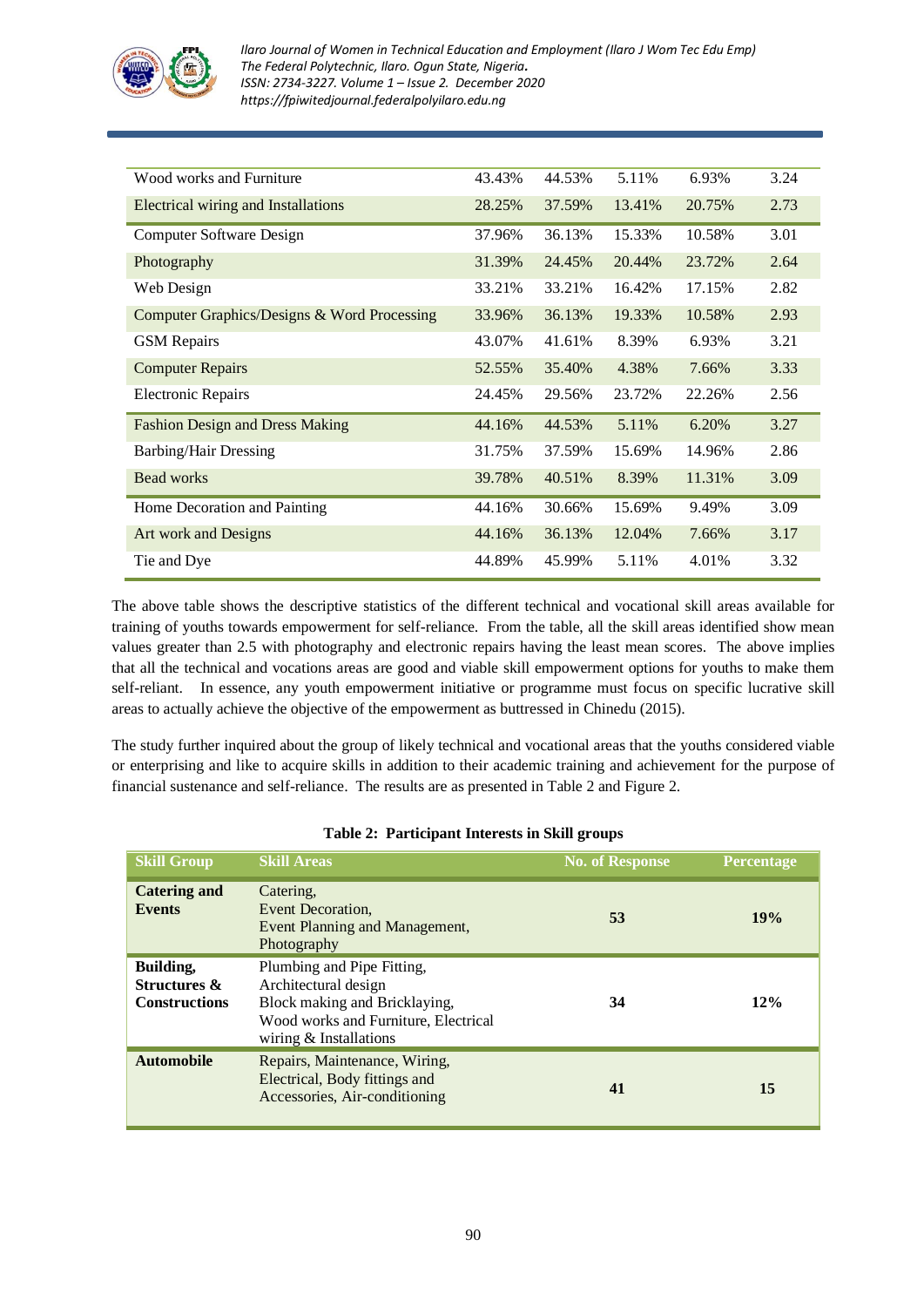| | | | | | |
|---|---|---|---|---|---|
| Wood works and Furniture | 43.43% | 44.53% | 5.11% | 6.93% | 3.24 |
| Electrical wiring and Installations | 28.25% | 37.59% | 13.41% | 20.75% | 2.73 |
| Computer Software Design | 37.96% | 36.13% | 15.33% | 10.58% | 3.01 |
| Photography | 31.39% | 24.45% | 20.44% | 23.72% | 2.64 |
| Web Design | 33.21% | 33.21% | 16.42% | 17.15% | 2.82 |
| Computer Graphics/Designs & Word Processing | 33.96% | 36.13% | 19.33% | 10.58% | 2.93 |
| GSM Repairs | 43.07% | 41.61% | 8.39% | 6.93% | 3.21 |
| Computer Repairs | 52.55% | 35.40% | 4.38% | 7.66% | 3.33 |
| Electronic Repairs | 24.45% | 29.56% | 23.72% | 22.26% | 2.56 |
| Fashion Design and Dress Making | 44.16% | 44.53% | 5.11% | 6.20% | 3.27 |
| Barbing/Hair Dressing | 31.75% | 37.59% | 15.69% | 14.96% | 2.86 |
| Bead works | 39.78% | 40.51% | 8.39% | 11.31% | 3.09 |
| Home Decoration and Painting | 44.16% | 30.66% | 15.69% | 9.49% | 3.09 |
| Art work and Designs | 44.16% | 36.13% | 12.04% | 7.66% | 3.17 |
| Tie and Dye | 44.89% | 45.99% | 5.11% | 4.01% | 3.32 |

The above table shows the descriptive statistics of the different technical and vocational skill areas available for training of youths towards empowerment for self-reliance. From the table, all the skill areas identified show mean values greater than 2.5 with photography and electronic repairs having the least mean scores. The above implies that all the technical and vocations areas are good and viable skill empowerment options for youths to make them self-reliant. In essence, any youth empowerment initiative or programme must focus on specific lucrative skill areas to actually achieve the objective of the empowerment as buttressed in Chinedu (2015).

The study further inquired about the group of likely technical and vocational areas that the youths considered viable or enterprising and like to acquire skills in addition to their academic training and achievement for the purpose of financial sustenance and self-reliance. The results are as presented in Table 2 and Figure 2.

**Table 2: Participant Interests in Skill groups**

| Skill Group | Skill Areas | No. of Response | Percentage |
|---|---|---|---|
| **Catering and Events** | Catering, Event Decoration, Event Planning and Management, Photography | **53** | **19%** |
| **Building, Structures & Constructions** | Plumbing and Pipe Fitting, Architectural design Block making and Bricklaying, Wood works and Furniture, Electrical wiring & Installations | **34** | **12%** |
| **Automobile** | Repairs, Maintenance, Wiring, Electrical, Body fittings and Accessories, Air-conditioning | **41** | **15** |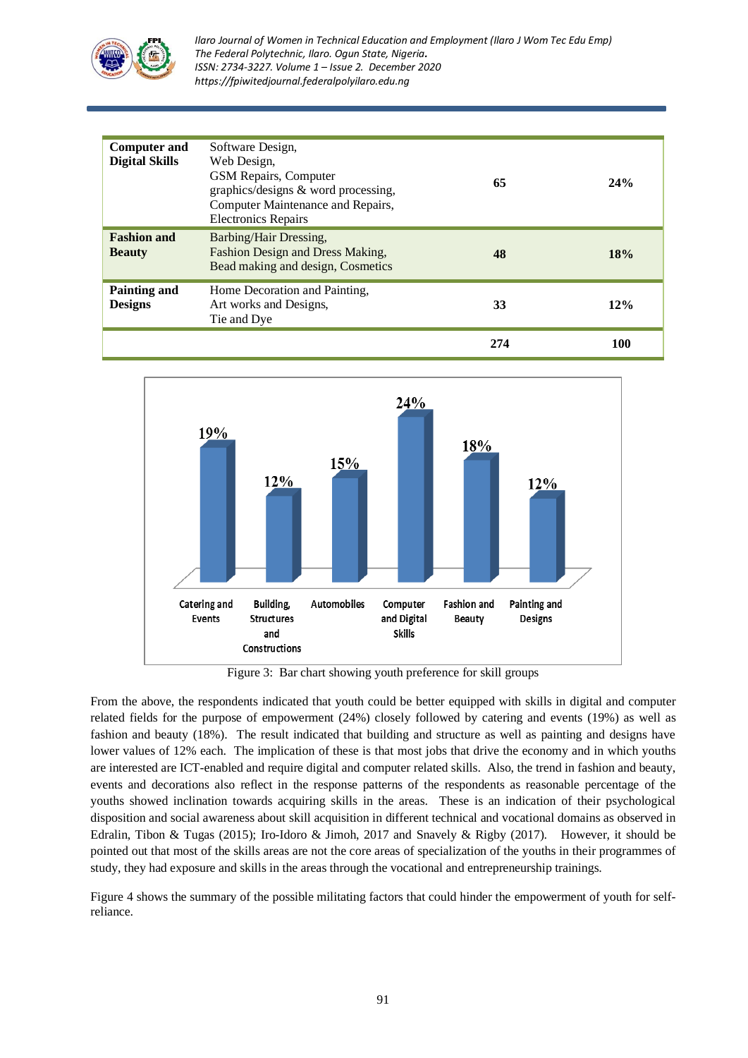| | | | |
|---|---|---|---|
| **Computer and Digital Skills** | Software Design, Web Design, GSM Repairs, Computer graphics/designs & word processing, Computer Maintenance and Repairs, Electronics Repairs | **65** | **24%** |
| **Fashion and Beauty** | Barbing/Hair Dressing, Fashion Design and Dress Making, Bead making and design, Cosmetics | **48** | **18%** |
| **Painting and Designs** | Home Decoration and Painting, Art works and Designs, Tie and Dye | **33** | **12%** |
| | | **274** | **100** |

Figure 3: Bar chart showing youth preference for skill groups

From the above, the respondents indicated that youth could be better equipped with skills in digital and computer related fields for the purpose of empowerment (24%) closely followed by catering and events (19%) as well as fashion and beauty (18%). The result indicated that building and structure as well as painting and designs have lower values of 12% each. The implication of these is that most jobs that drive the economy and in which youths are interested are ICT-enabled and require digital and computer related skills. Also, the trend in fashion and beauty, events and decorations also reflect in the response patterns of the respondents as reasonable percentage of the youths showed inclination towards acquiring skills in the areas. These is an indication of their psychological disposition and social awareness about skill acquisition in different technical and vocational domains as observed in Edralin, Tibon & Tugas (2015); Iro-Idoro & Jimoh, 2017 and Snavely & Rigby (2017). However, it should be pointed out that most of the skills areas are not the core areas of specialization of the youths in their programmes of study, they had exposure and skills in the areas through the vocational and entrepreneurship trainings.

Figure 4 shows the summary of the possible militating factors that could hinder the empowerment of youth for self-reliance.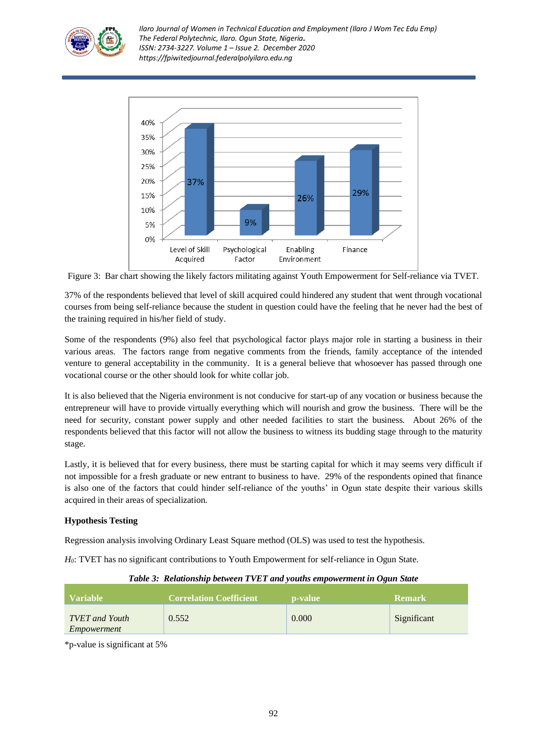Figure 3: Bar chart showing the likely factors militating against Youth Empowerment for Self-reliance via TVET.

37% of the respondents believed that level of skill acquired could hindered any student that went through vocational courses from being self-reliance because the student in question could have the feeling that he never had the best of the training required in his/her field of study.

Some of the respondents (9%) also feel that psychological factor plays major role in starting a business in their various areas. The factors range from negative comments from the friends, family acceptance of the intended venture to general acceptability in the community. It is a general believe that whosoever has passed through one vocational course or the other should look for white collar job.

It is also believed that the Nigeria environment is not conducive for start-up of any vocation or business because the entrepreneur will have to provide virtually everything which will nourish and grow the business. There will be the need for security, constant power supply and other needed facilities to start the business. About 26% of the respondents believed that this factor will not allow the business to witness its budding stage through to the maturity stage.

Lastly, it is believed that for every business, there must be starting capital for which it may seems very difficult if not impossible for a fresh graduate or new entrant to business to have. 29% of the respondents opined that finance is also one of the factors that could hinder self-reliance of the youths' in Ogun state despite their various skills acquired in their areas of specialization.

**Hypothesis Testing**

Regression analysis involving Ordinary Least Square method (OLS) was used to test the hypothesis.

*$H_0$*: TVET has no significant contributions to Youth Empowerment for self-reliance in Ogun State.

***Table 3: Relationship between TVET and youths empowerment in Ogun State***

| Variable | Correlation Coefficient | p-value | Remark |
|---|---|---|---|
| *TVET and Youth Empowerment* | 0.552 | 0.000 | Significant |

*p-value is significant at 5%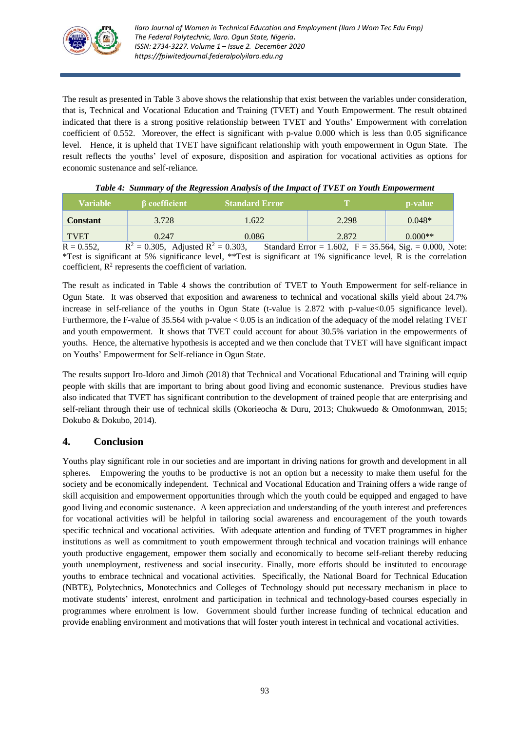The result as presented in Table 3 above shows the relationship that exist between the variables under consideration, that is, Technical and Vocational Education and Training (TVET) and Youth Empowerment. The result obtained indicated that there is a strong positive relationship between TVET and Youths' Empowerment with correlation coefficient of 0.552. Moreover, the effect is significant with p-value 0.000 which is less than 0.05 significance level. Hence, it is upheld that TVET have significant relationship with youth empowerment in Ogun State. The result reflects the youths' level of exposure, disposition and aspiration for vocational activities as options for economic sustenance and self-reliance.

***Table 4: Summary of the Regression Analysis of the Impact of TVET on Youth Empowerment***

| Variable | β coefficient | Standard Error | T | p-value |
|---|---|---|---|---|
| **Constant** | 3.728 | 1.622 | 2.298 | 0.048* |
| TVET | 0.247 | 0.086 | 2.872 | 0.000** |

$R = 0.552$, $R^2 = 0.305$, Adjusted $R^2 = 0.303$, Standard Error = 1.602, F = 35.564, Sig. = 0.000, Note: *Test is significant at 5% significance level, **Test is significant at 1% significance level, R is the correlation coefficient, $R^2$ represents the coefficient of variation.

The result as indicated in Table 4 shows the contribution of TVET to Youth Empowerment for self-reliance in Ogun State. It was observed that exposition and awareness to technical and vocational skills yield about 24.7% increase in self-reliance of the youths in Ogun State (t-value is 2.872 with p-value<0.05 significance level). Furthermore, the F-value of 35.564 with p-value < 0.05 is an indication of the adequacy of the model relating TVET and youth empowerment. It shows that TVET could account for about 30.5% variation in the empowerments of youths. Hence, the alternative hypothesis is accepted and we then conclude that TVET will have significant impact on Youths' Empowerment for Self-reliance in Ogun State.

The results support Iro-Idoro and Jimoh (2018) that Technical and Vocational Educational and Training will equip people with skills that are important to bring about good living and economic sustenance. Previous studies have also indicated that TVET has significant contribution to the development of trained people that are enterprising and self-reliant through their use of technical skills (Okorieocha & Duru, 2013; Chukwuedo & Omofonmwan, 2015; Dokubo & Dokubo, 2014).

## 4. Conclusion

Youths play significant role in our societies and are important in driving nations for growth and development in all spheres. Empowering the youths to be productive is not an option but a necessity to make them useful for the society and be economically independent. Technical and Vocational Education and Training offers a wide range of skill acquisition and empowerment opportunities through which the youth could be equipped and engaged to have good living and economic sustenance. A keen appreciation and understanding of the youth interest and preferences for vocational activities will be helpful in tailoring social awareness and encouragement of the youth towards specific technical and vocational activities. With adequate attention and funding of TVET programmes in higher institutions as well as commitment to youth empowerment through technical and vocation trainings will enhance youth productive engagement, empower them socially and economically to become self-reliant thereby reducing youth unemployment, restiveness and social insecurity. Finally, more efforts should be instituted to encourage youths to embrace technical and vocational activities. Specifically, the National Board for Technical Education (NBTE), Polytechnics, Monotechnics and Colleges of Technology should put necessary mechanism in place to motivate students' interest, enrolment and participation in technical and technology-based courses especially in programmes where enrolment is low. Government should further increase funding of technical education and provide enabling environment and motivations that will foster youth interest in technical and vocational activities.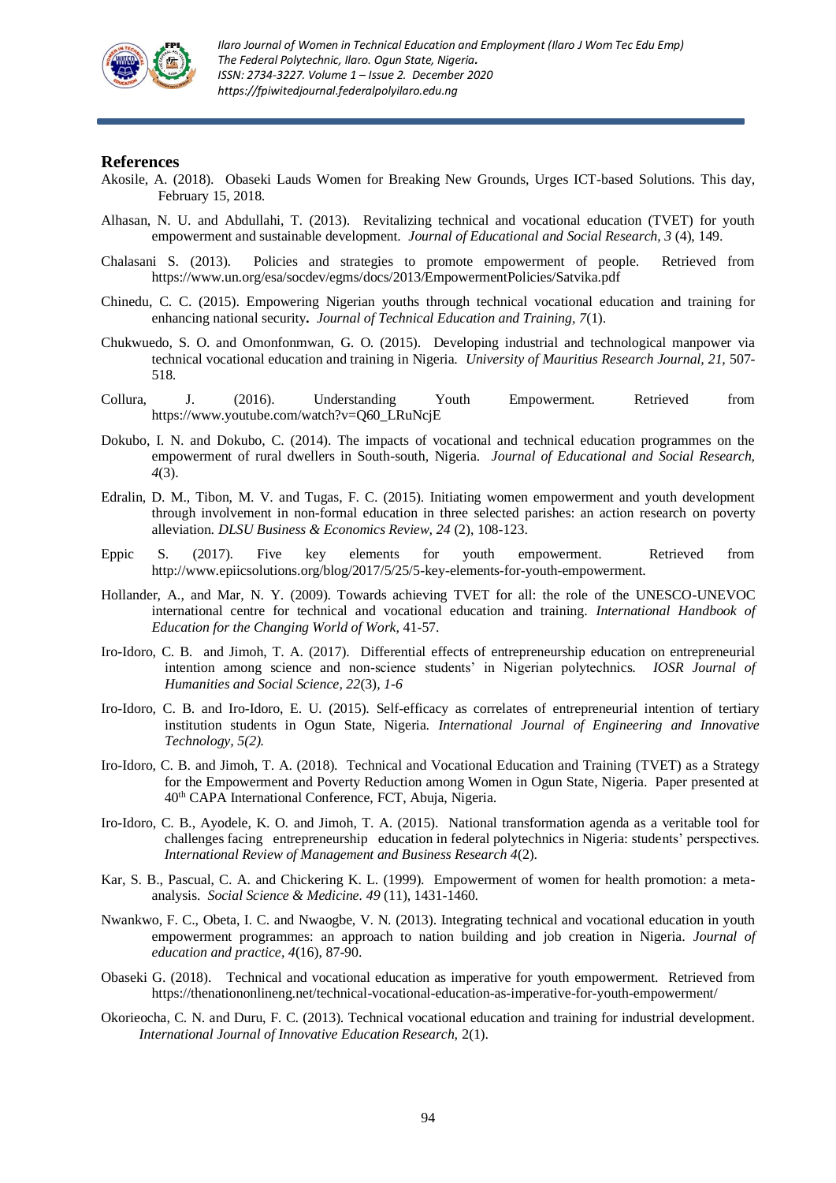## References

Akosile, A. (2018). Obaseki Lauds Women for Breaking New Grounds, Urges ICT-based Solutions. This day, February 15, 2018.

Alhasan, N. U. and Abdullahi, T. (2013). Revitalizing technical and vocational education (TVET) for youth empowerment and sustainable development. *Journal of Educational and Social Research, 3* (4), 149.

Chalasani S. (2013). Policies and strategies to promote empowerment of people. Retrieved from https://www.un.org/esa/socdev/egms/docs/2013/EmpowermentPolicies/Satvika.pdf

Chinedu, C. C. (2015). Empowering Nigerian youths through technical vocational education and training for enhancing national security**.** *Journal of Technical Education and Training, 7*(1).

Chukwuedo, S. O. and Omonfonmwan, G. O. (2015). Developing industrial and technological manpower via technical vocational education and training in Nigeria. *University of Mauritius Research Journal, 21,* 507-518.

Collura, J. (2016). Understanding Youth Empowerment. Retrieved from https://www.youtube.com/watch?v=Q60_LRuNcjE

Dokubo, I. N. and Dokubo, C. (2014). The impacts of vocational and technical education programmes on the empowerment of rural dwellers in South-south, Nigeria. *Journal of Educational and Social Research, 4*(3).

Edralin, D. M., Tibon, M. V. and Tugas, F. C. (2015). Initiating women empowerment and youth development through involvement in non-formal education in three selected parishes: an action research on poverty alleviation. *DLSU Business & Economics Review, 24* (2), 108-123.

Eppic S. (2017). Five key elements for youth empowerment. Retrieved from http://www.epiicsolutions.org/blog/2017/5/25/5-key-elements-for-youth-empowerment.

Hollander, A., and Mar, N. Y. (2009). Towards achieving TVET for all: the role of the UNESCO-UNEVOC international centre for technical and vocational education and training. *International Handbook of Education for the Changing World of Work,* 41-57.

Iro-Idoro, C. B. and Jimoh, T. A. (2017). Differential effects of entrepreneurship education on entrepreneurial intention among science and non-science students' in Nigerian polytechnics. *IOSR Journal of Humanities and Social Science, 22*(3)*, 1-6*

Iro-Idoro, C. B. and Iro-Idoro, E. U. (2015). Self-efficacy as correlates of entrepreneurial intention of tertiary institution students in Ogun State, Nigeria. *International Journal of Engineering and Innovative Technology, 5(2).*

Iro-Idoro, C. B. and Jimoh, T. A. (2018). Technical and Vocational Education and Training (TVET) as a Strategy for the Empowerment and Poverty Reduction among Women in Ogun State, Nigeria. Paper presented at 40th CAPA International Conference, FCT, Abuja, Nigeria.

Iro-Idoro, C. B., Ayodele, K. O. and Jimoh, T. A. (2015). National transformation agenda as a veritable tool for challenges facing entrepreneurship education in federal polytechnics in Nigeria: students' perspectives. *International Review of Management and Business Research 4*(2).

Kar, S. B., Pascual, C. A. and Chickering K. L. (1999). Empowerment of women for health promotion: a meta-analysis. *Social Science & Medicine. 49* (11), 1431-1460.

Nwankwo, F. C., Obeta, I. C. and Nwaogbe, V. N. (2013). Integrating technical and vocational education in youth empowerment programmes: an approach to nation building and job creation in Nigeria. *Journal of education and practice, 4*(16), 87-90.

Obaseki G. (2018). Technical and vocational education as imperative for youth empowerment. Retrieved from https://thenationonlineng.net/technical-vocational-education-as-imperative-for-youth-empowerment/

Okorieocha, C. N. and Duru, F. C. (2013). Technical vocational education and training for industrial development. *International Journal of Innovative Education Research,* 2(1).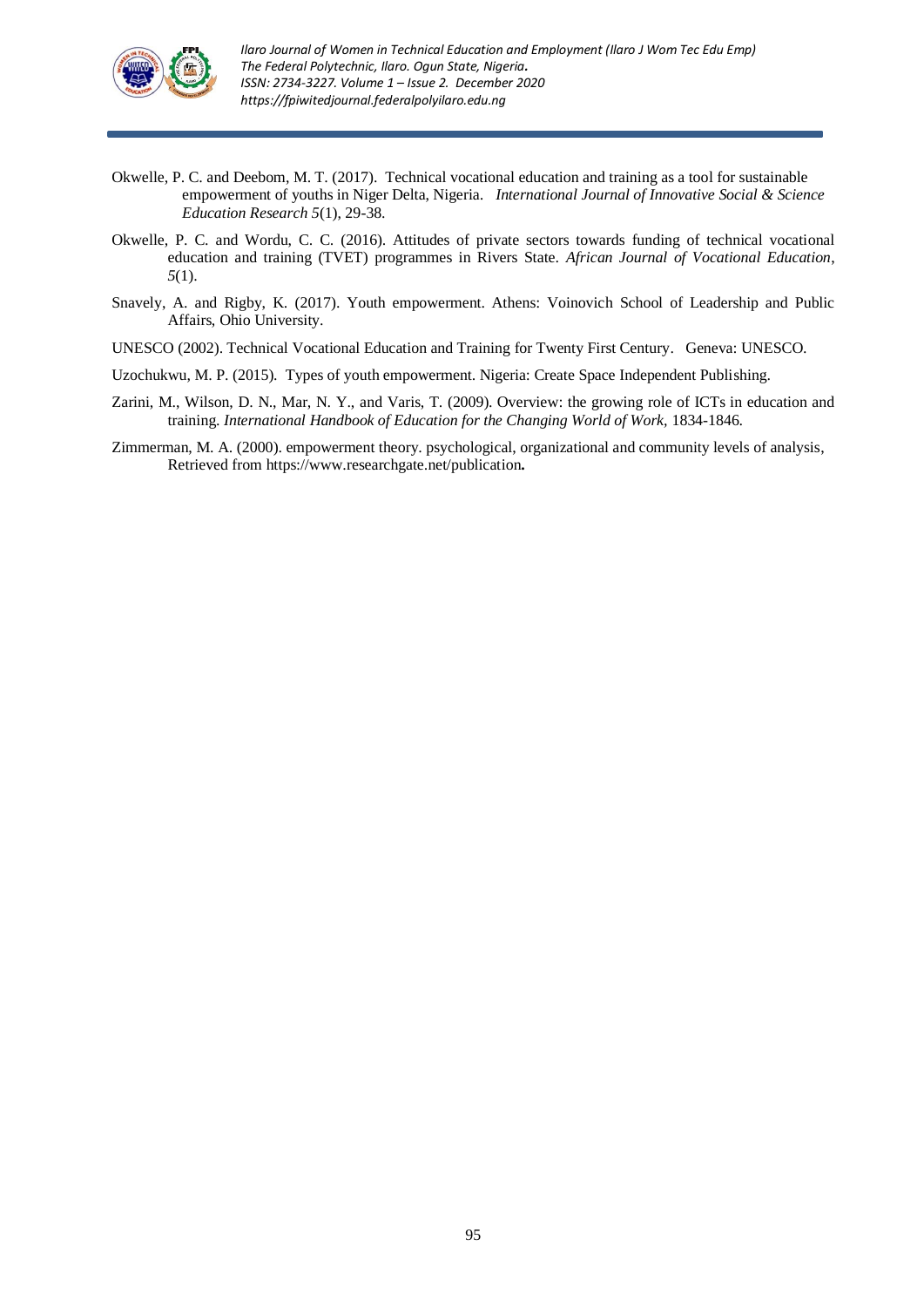Okwelle, P. C. and Deebom, M. T. (2017). Technical vocational education and training as a tool for sustainable empowerment of youths in Niger Delta, Nigeria. *International Journal of Innovative Social & Science Education Research 5*(1), 29-38.

Okwelle, P. C. and Wordu, C. C. (2016). Attitudes of private sectors towards funding of technical vocational education and training (TVET) programmes in Rivers State. *African Journal of Vocational Education*, *5*(1).

Snavely, A. and Rigby, K. (2017). Youth empowerment. Athens: Voinovich School of Leadership and Public Affairs, Ohio University.

UNESCO (2002). Technical Vocational Education and Training for Twenty First Century. Geneva: UNESCO.

Uzochukwu, M. P. (2015). Types of youth empowerment. Nigeria: Create Space Independent Publishing.

Zarini, M., Wilson, D. N., Mar, N. Y., and Varis, T. (2009). Overview: the growing role of ICTs in education and training. *International Handbook of Education for the Changing World of Work*, 1834-1846.

Zimmerman, M. A. (2000). empowerment theory. psychological, organizational and community levels of analysis, Retrieved from https://www.researchgate.net/publication**.**